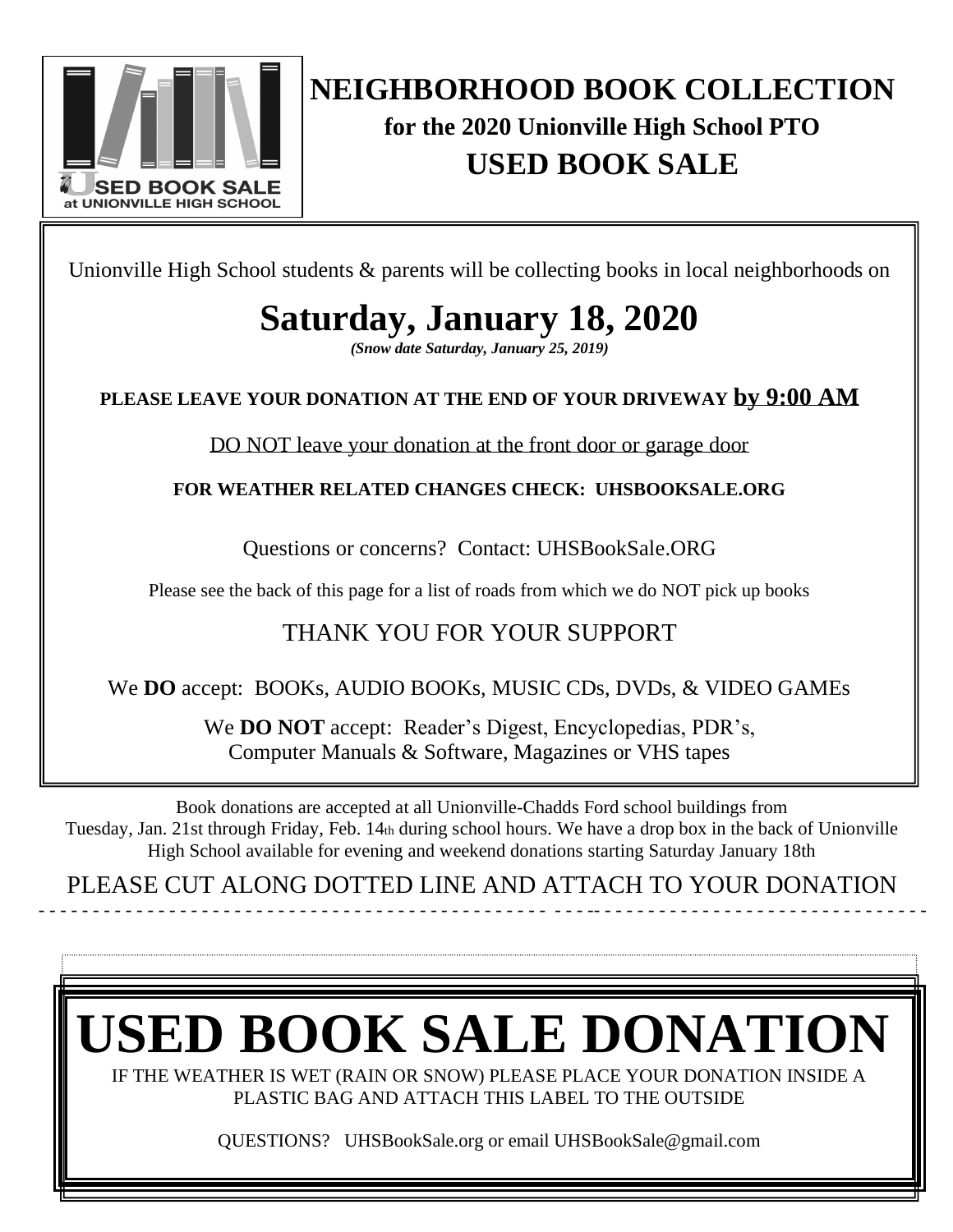USED BOOK SALE at UNIONVILLE HIGH SCHOOL

# NEIGHBORHOOD BOOK COLLECTION

**for the 2020 Unionville High School PTO**

## USED BOOK SALE

Unionville High School students & parents will be collecting books in local neighborhoods on

# Saturday, January 18, 2020

***(Snow date Saturday, January 25, 2019)***

**PLEASE LEAVE YOUR DONATION AT THE END OF YOUR DRIVEWAY by 9:00 AM**

DO NOT leave your donation at the front door or garage door

**FOR WEATHER RELATED CHANGES CHECK: UHSBOOKSALE.ORG**

Questions or concerns? Contact: UHSBookSale.ORG

Please see the back of this page for a list of roads from which we do NOT pick up books

THANK YOU FOR YOUR SUPPORT

We **DO** accept: BOOKs, AUDIO BOOKs, MUSIC CDs, DVDs, & VIDEO GAMEs

We **DO NOT** accept: Reader's Digest, Encyclopedias, PDR's, Computer Manuals & Software, Magazines or VHS tapes

Book donations are accepted at all Unionville-Chadds Ford school buildings from Tuesday, Jan. 21st through Friday, Feb. 14th during school hours. We have a drop box in the back of Unionville High School available for evening and weekend donations starting Saturday January 18th

PLEASE CUT ALONG DOTTED LINE AND ATTACH TO YOUR DONATION

- - - - - - - - - - - - - - - - - - - - - - - - - - - - - - - - - - - - - - - - - - - - -

# USED BOOK SALE DONATION

IF THE WEATHER IS WET (RAIN OR SNOW) PLEASE PLACE YOUR DONATION INSIDE A PLASTIC BAG AND ATTACH THIS LABEL TO THE OUTSIDE

QUESTIONS? UHSBookSale.org or email UHSBookSale@gmail.com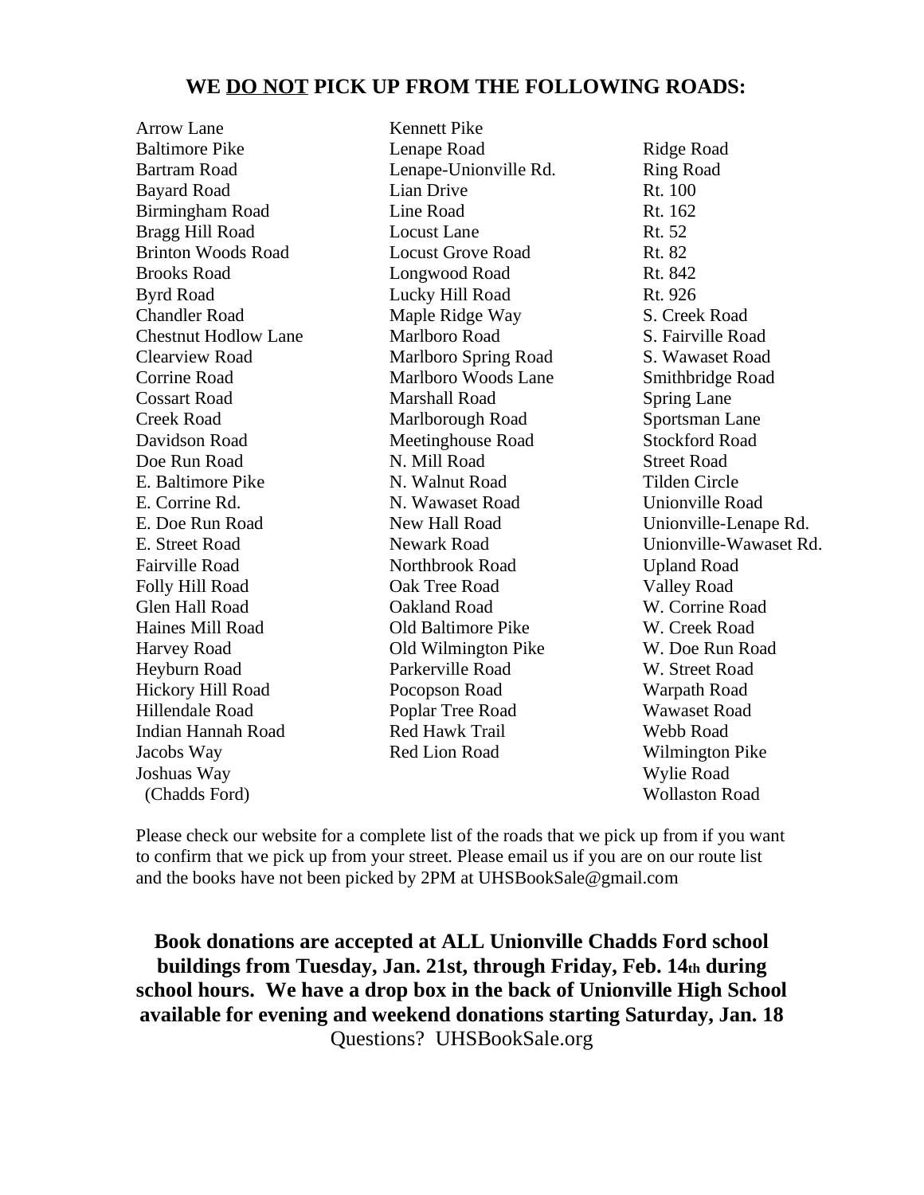## WE **DO NOT** PICK UP FROM THE FOLLOWING ROADS:

- Arrow Lane
- Baltimore Pike
- Bartram Road
- Bayard Road
- Birmingham Road
- Bragg Hill Road
- Brinton Woods Road
- Brooks Road
- Byrd Road
- Chandler Road
- Chestnut Hodlow Lane
- Clearview Road
- Corrine Road
- Cossart Road
- Creek Road
- Davidson Road
- Doe Run Road
- E. Baltimore Pike
- E. Corrine Rd.
- E. Doe Run Road
- E. Street Road
- Fairville Road
- Folly Hill Road
- Glen Hall Road
- Haines Mill Road
- Harvey Road
- Heyburn Road
- Hickory Hill Road
- Hillendale Road
- Indian Hannah Road
- Jacobs Way
- Joshuas Way (Chadds Ford)
- Kennett Pike
- Lenape Road
- Lenape-Unionville Rd.
- Lian Drive
- Line Road
- Locust Lane
- Locust Grove Road
- Longwood Road
- Lucky Hill Road
- Maple Ridge Way
- Marlboro Road
- Marlboro Spring Road
- Marlboro Woods Lane
- Marshall Road
- Marlborough Road
- Meetinghouse Road
- N. Mill Road
- N. Walnut Road
- N. Wawaset Road
- New Hall Road
- Newark Road
- Northbrook Road
- Oak Tree Road
- Oakland Road
- Old Baltimore Pike
- Old Wilmington Pike
- Parkerville Road
- Pocopson Road
- Poplar Tree Road
- Red Hawk Trail
- Red Lion Road
- Ridge Road
- Ring Road
- Rt. 100
- Rt. 162
- Rt. 52
- Rt. 82
- Rt. 842
- Rt. 926
- S. Creek Road
- S. Fairville Road
- S. Wawaset Road
- Smithbridge Road
- Spring Lane
- Sportsman Lane
- Stockford Road
- Street Road
- Tilden Circle
- Unionville Road
- Unionville-Lenape Rd.
- Unionville-Wawaset Rd.
- Upland Road
- Valley Road
- W. Corrine Road
- W. Creek Road
- W. Doe Run Road
- W. Street Road
- Warpath Road
- Wawaset Road
- Webb Road
- Wilmington Pike
- Wylie Road
- Wollaston Road

Please check our website for a complete list of the roads that we pick up from if you want to confirm that we pick up from your street. Please email us if you are on our route list and the books have not been picked by 2PM at UHSBookSale@gmail.com

**Book donations are accepted at ALL Unionville Chadds Ford school buildings from Tuesday, Jan. 21st, through Friday, Feb. 14th during school hours. We have a drop box in the back of Unionville High School available for evening and weekend donations starting Saturday, Jan. 18**

Questions? UHSBookSale.org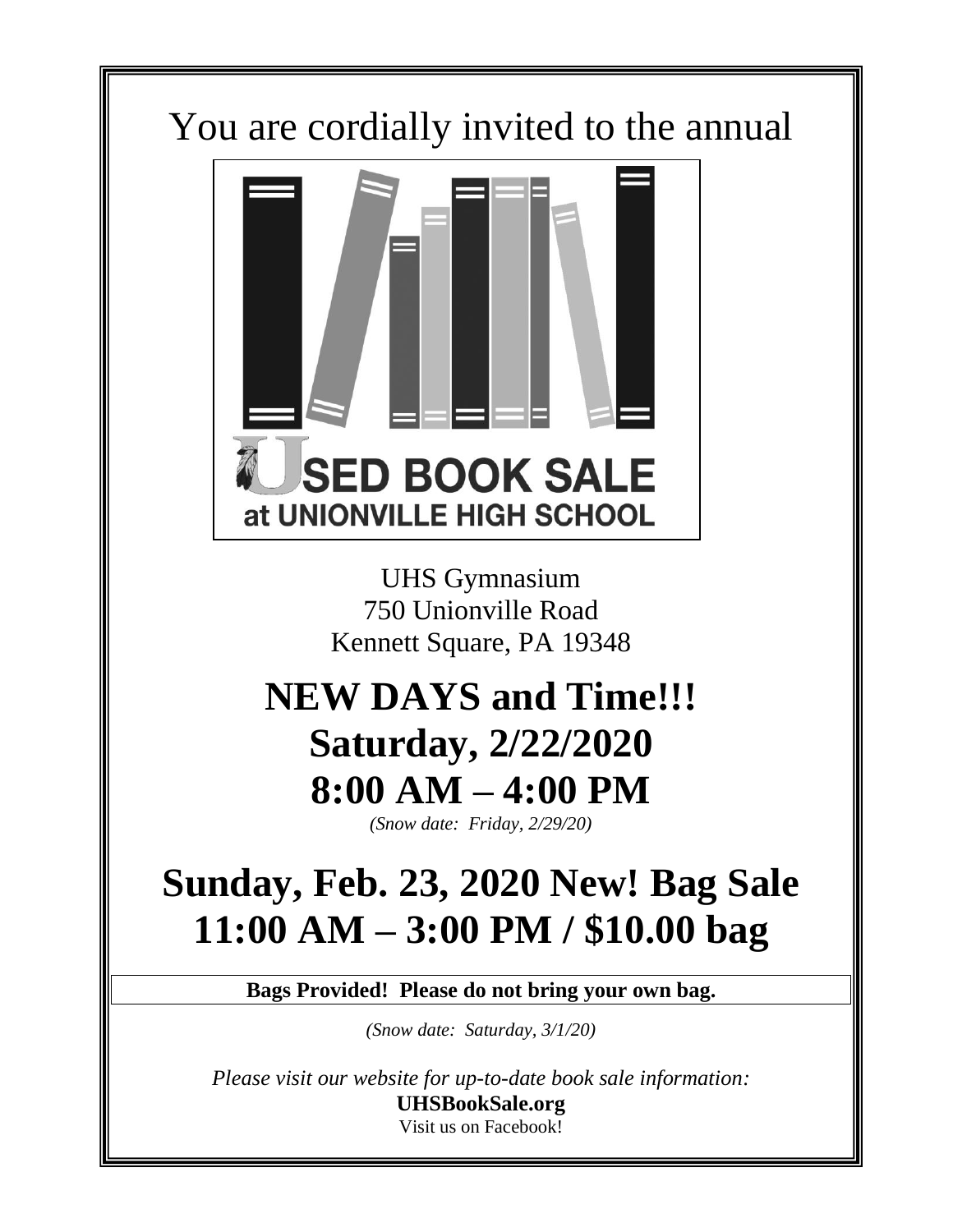You are cordially invited to the annual

# USED BOOK SALE
## at UNIONVILLE HIGH SCHOOL

UHS Gymnasium
750 Unionville Road
Kennett Square, PA 19348

# NEW DAYS and Time!!!
# Saturday, 2/22/2020
# 8:00 AM – 4:00 PM

*(Snow date: Friday, 2/29/20)*

# Sunday, Feb. 23, 2020 New! Bag Sale
# 11:00 AM – 3:00 PM / $10.00 bag

**Bags Provided! Please do not bring your own bag.**

*(Snow date: Saturday, 3/1/20)*

*Please visit our website for up-to-date book sale information:*
**UHSBookSale.org**
Visit us on Facebook!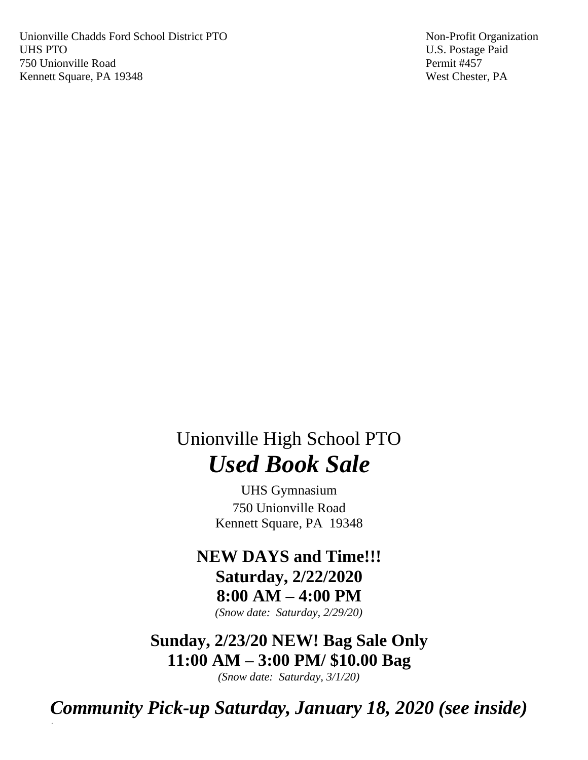Unionville Chadds Ford School District PTO
UHS PTO
750 Unionville Road
Kennett Square, PA 19348

Non-Profit Organization
U.S. Postage Paid
Permit #457
West Chester, PA

# Unionville High School PTO

# ***Used Book Sale***

UHS Gymnasium
750 Unionville Road
Kennett Square, PA 19348

**NEW DAYS and Time!!!**
**Saturday, 2/22/2020**
**8:00 AM – 4:00 PM**
*(Snow date: Saturday, 2/29/20)*

**Sunday, 2/23/20 NEW! Bag Sale Only**
**11:00 AM – 3:00 PM/ $10.00 Bag**
*(Snow date: Saturday, 3/1/20)*

***Community Pick-up Saturday, January 18, 2020 (see inside)***